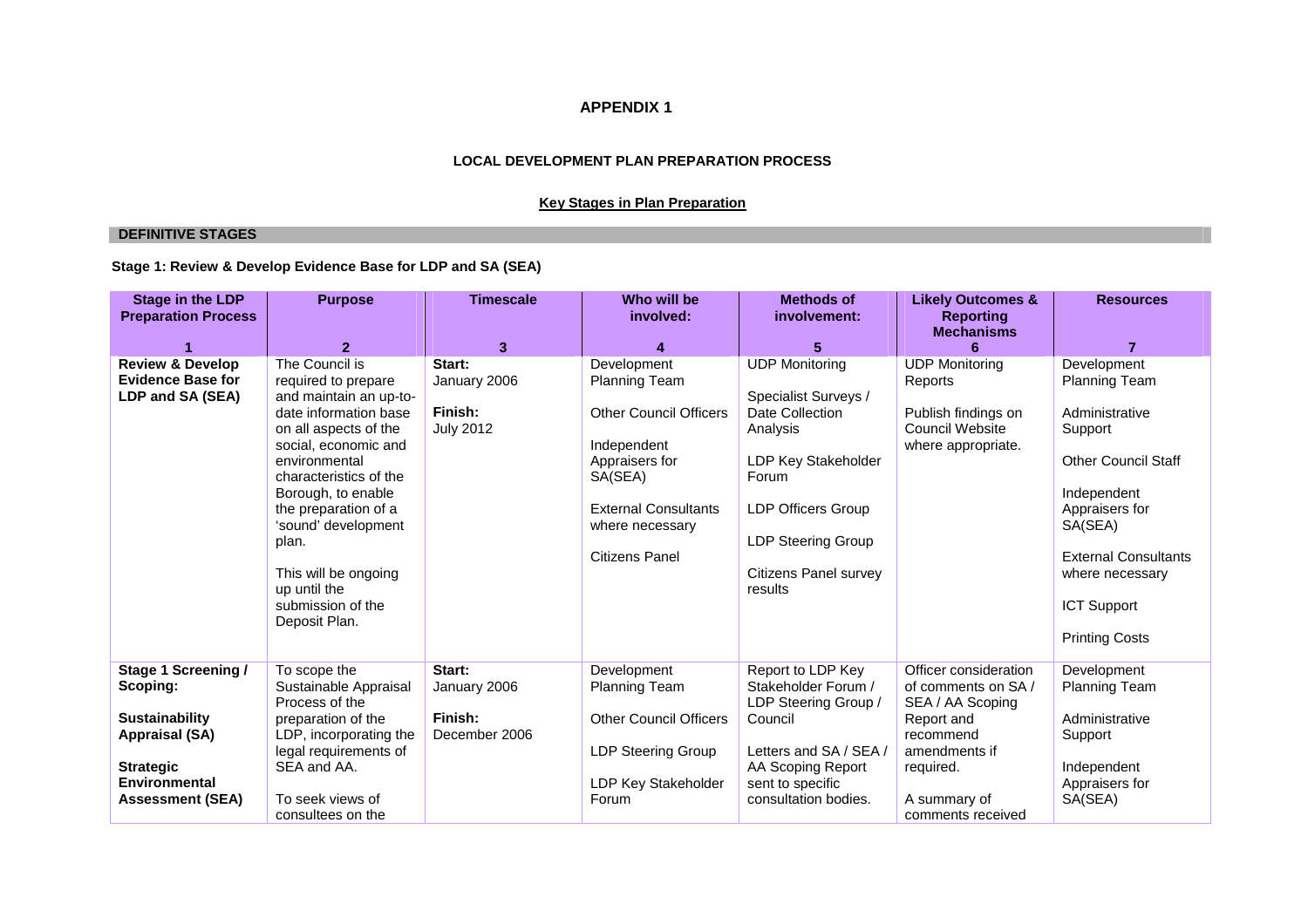# APPENDIX 1

## LOCAL DEVELOPMENT PLAN PREPARATION PROCESS

### Key Stages in Plan Preparation

**DEFINITIVE STAGES**

**Stage 1: Review & Develop Evidence Base for LDP and SA (SEA)**

| Stage in the LDP Preparation Process<br>1 | Purpose<br>2 | Timescale<br>3 | Who will be involved:<br>4 | Methods of involvement:<br>5 | Likely Outcomes & Reporting Mechanisms<br>6 | Resources<br>7 |
|---|---|---|---|---|---|---|
| **Review & Develop Evidence Base for LDP and SA (SEA)** | The Council is required to prepare and maintain an up-to-date information base on all aspects of the social, economic and environmental characteristics of the Borough, to enable the preparation of a 'sound' development plan.<br><br>This will be ongoing up until the submission of the Deposit Plan. | **Start:** January 2006<br><br>**Finish:** July 2012 | Development Planning Team<br><br>Other Council Officers<br><br>Independent Appraisers for SA(SEA)<br><br>External Consultants where necessary<br><br>Citizens Panel | UDP Monitoring<br><br>Specialist Surveys / Date Collection Analysis<br><br>LDP Key Stakeholder Forum<br><br>LDP Officers Group<br><br>LDP Steering Group<br><br>Citizens Panel survey results | UDP Monitoring Reports<br><br>Publish findings on Council Website where appropriate. | Development Planning Team<br><br>Administrative Support<br><br>Other Council Staff<br><br>Independent Appraisers for SA(SEA)<br><br>External Consultants where necessary<br><br>ICT Support<br><br>Printing Costs |
| **Stage 1 Screening / Scoping:**<br><br>**Sustainability Appraisal (SA)**<br><br>**Strategic Environmental Assessment (SEA)** | To scope the Sustainable Appraisal Process of the preparation of the LDP, incorporating the legal requirements of SEA and AA.<br><br>To seek views of consultees on the | **Start:** January 2006<br><br>**Finish:** December 2006 | Development Planning Team<br><br>Other Council Officers<br><br>LDP Steering Group<br><br>LDP Key Stakeholder Forum | Report to LDP Key Stakeholder Forum / LDP Steering Group / Council<br><br>Letters and SA / SEA / AA Scoping Report sent to specific consultation bodies. | Officer consideration of comments on SA / SEA / AA Scoping Report and recommend amendments if required.<br><br>A summary of comments received | Development Planning Team<br><br>Administrative Support<br><br>Independent Appraisers for SA(SEA) |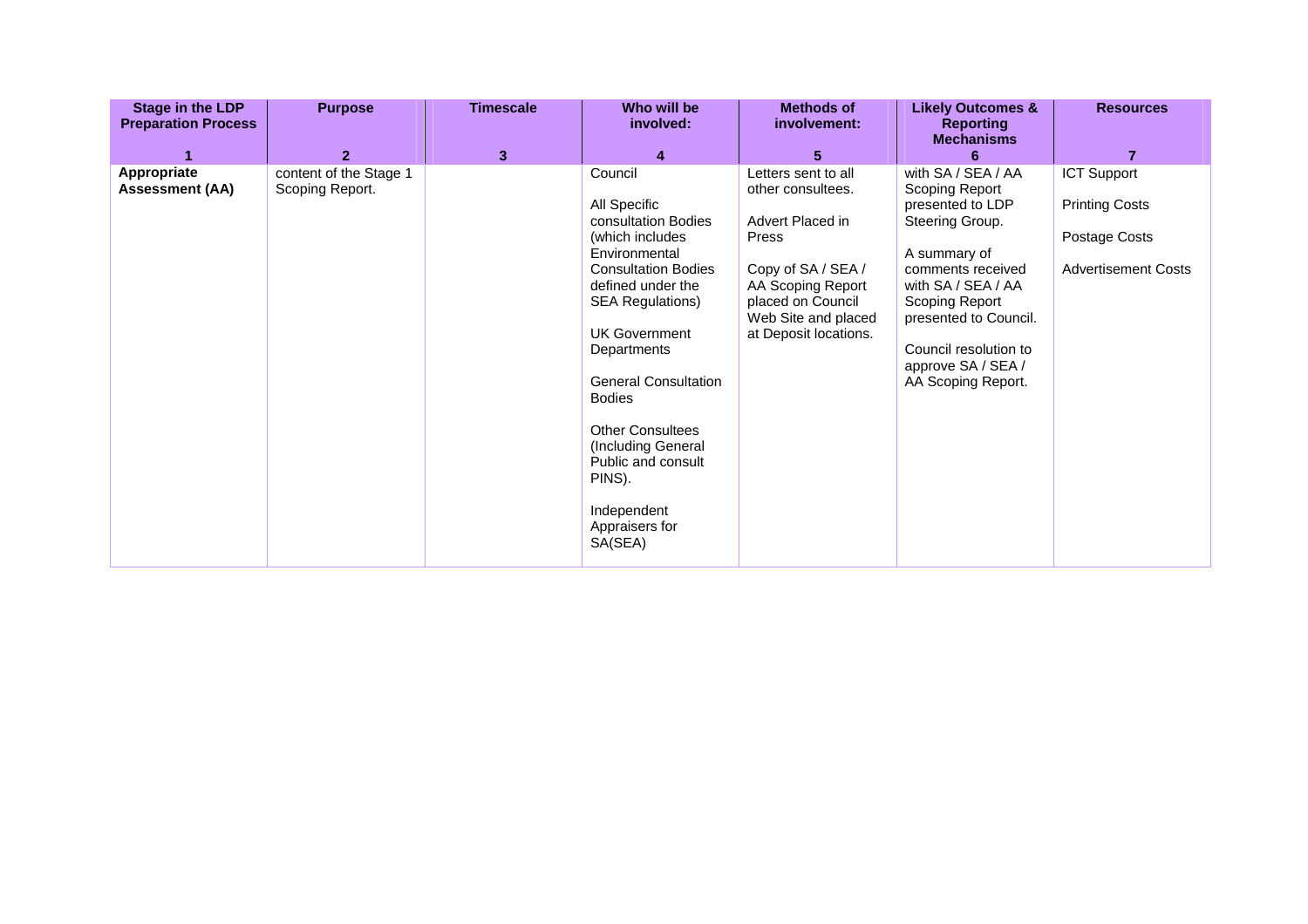| Stage in the LDP Preparation Process | Purpose | Timescale | Who will be involved: | Methods of involvement: | Likely Outcomes & Reporting Mechanisms | Resources |
|---|---|---|---|---|---|---|
| 1 | 2 | 3 | 4 | 5 | 6 | 7 |
| **Appropriate Assessment (AA)** | content of the Stage 1 Scoping Report. | | Council<br><br>All Specific consultation Bodies (which includes Environmental Consultation Bodies defined under the SEA Regulations)<br><br>UK Government Departments<br><br>General Consultation Bodies<br><br>Other Consultees (Including General Public and consult PINS).<br><br>Independent Appraisers for SA(SEA) | Letters sent to all other consultees.<br><br>Advert Placed in Press<br><br>Copy of SA / SEA / AA Scoping Report placed on Council Web Site and placed at Deposit locations. | with SA / SEA / AA Scoping Report presented to LDP Steering Group.<br><br>A summary of comments received with SA / SEA / AA Scoping Report presented to Council.<br><br>Council resolution to approve SA / SEA / AA Scoping Report. | ICT Support<br><br>Printing Costs<br><br>Postage Costs<br><br>Advertisement Costs |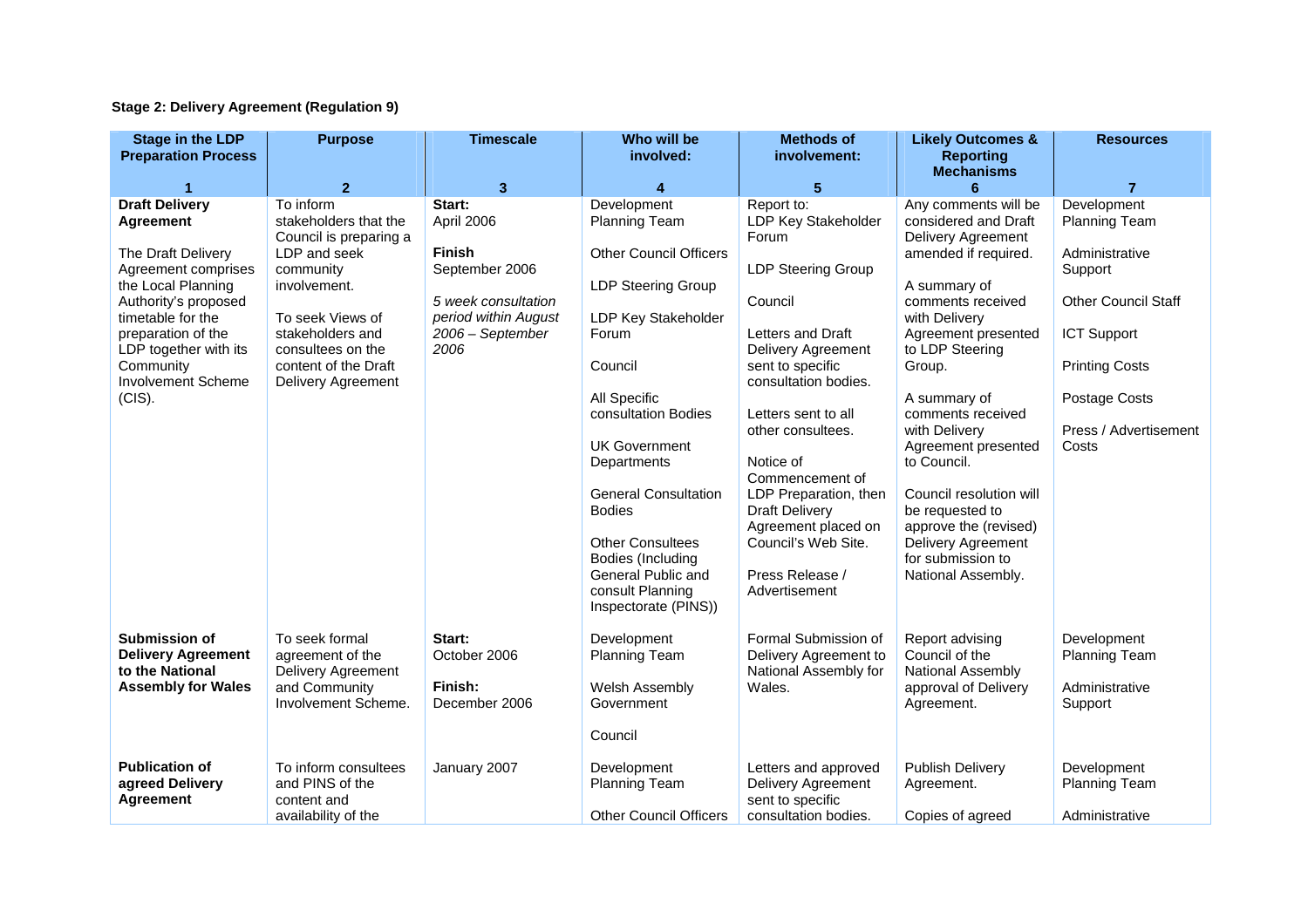**Stage 2: Delivery Agreement (Regulation 9)**

| Stage in the LDP Preparation Process | Purpose | Timescale | Who will be involved: | Methods of involvement: | Likely Outcomes & Reporting Mechanisms | Resources |
|---|---|---|---|---|---|---|
| 1 | 2 | 3 | 4 | 5 | 6 | 7 |
| **Draft Delivery Agreement**<br><br>The Draft Delivery Agreement comprises the Local Planning Authority's proposed timetable for the preparation of the LDP together with its Community Involvement Scheme (CIS). | To inform stakeholders that the Council is preparing a LDP and seek community involvement.<br><br>To seek Views of stakeholders and consultees on the content of the Draft Delivery Agreement | **Start:**<br>April 2006<br><br>**Finish**<br>September 2006<br><br>*5 week consultation period within August 2006 – September 2006* | Development Planning Team<br><br>Other Council Officers<br><br>LDP Steering Group<br><br>LDP Key Stakeholder Forum<br><br>Council<br><br>All Specific consultation Bodies<br><br>UK Government Departments<br><br>General Consultation Bodies<br><br>Other Consultees Bodies (Including General Public and consult Planning Inspectorate (PINS)) | Report to:<br>LDP Key Stakeholder Forum<br><br>LDP Steering Group<br><br>Council<br><br>Letters and Draft Delivery Agreement sent to specific consultation bodies.<br><br>Letters sent to all other consultees.<br><br>Notice of Commencement of LDP Preparation, then Draft Delivery Agreement placed on Council's Web Site.<br><br>Press Release / Advertisement | Any comments will be considered and Draft Delivery Agreement amended if required.<br><br>A summary of comments received with Delivery Agreement presented to LDP Steering Group.<br><br>A summary of comments received with Delivery Agreement presented to Council.<br><br>Council resolution will be requested to approve the (revised) Delivery Agreement for submission to National Assembly. | Development Planning Team<br><br>Administrative Support<br><br>Other Council Staff<br><br>ICT Support<br><br>Printing Costs<br><br>Postage Costs<br><br>Press / Advertisement Costs |
| **Submission of Delivery Agreement to the National Assembly for Wales** | To seek formal agreement of the Delivery Agreement and Community Involvement Scheme. | **Start:**<br>October 2006<br><br>**Finish:**<br>December 2006 | Development Planning Team<br><br>Welsh Assembly Government<br><br>Council | Formal Submission of Delivery Agreement to National Assembly for Wales. | Report advising Council of the National Assembly approval of Delivery Agreement. | Development Planning Team<br><br>Administrative Support |
| **Publication of agreed Delivery Agreement** | To inform consultees and PINS of the content and availability of the | January 2007 | Development Planning Team<br><br>Other Council Officers | Letters and approved Delivery Agreement sent to specific consultation bodies. | Publish Delivery Agreement.<br><br>Copies of agreed | Development Planning Team<br><br>Administrative |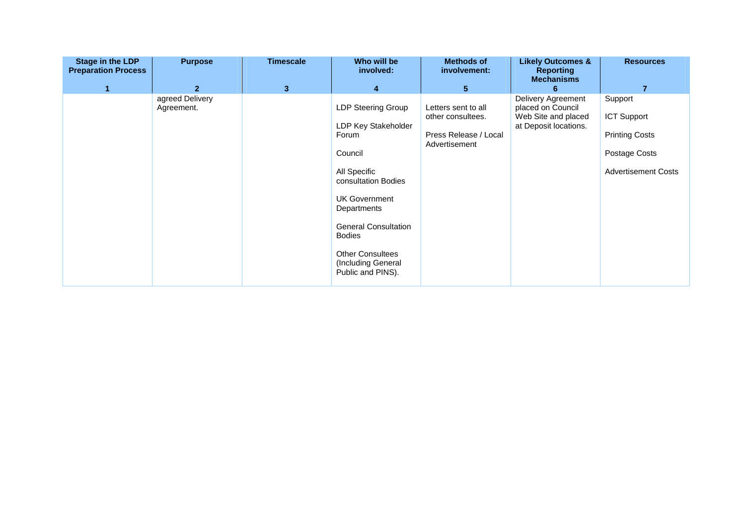| Stage in the LDP Preparation Process | Purpose | Timescale | Who will be involved: | Methods of involvement: | Likely Outcomes & Reporting Mechanisms | Resources |
|---|---|---|---|---|---|---|
| 1 | 2 | 3 | 4 | 5 | 6 | 7 |
| | agreed Delivery Agreement. | | LDP Steering Group<br><br>LDP Key Stakeholder Forum<br><br>Council<br><br>All Specific consultation Bodies<br><br>UK Government Departments<br><br>General Consultation Bodies<br><br>Other Consultees (Including General Public and PINS). | Letters sent to all other consultees.<br><br>Press Release / Local Advertisement | Delivery Agreement placed on Council Web Site and placed at Deposit locations. | Support<br><br>ICT Support<br><br>Printing Costs<br><br>Postage Costs<br><br>Advertisement Costs |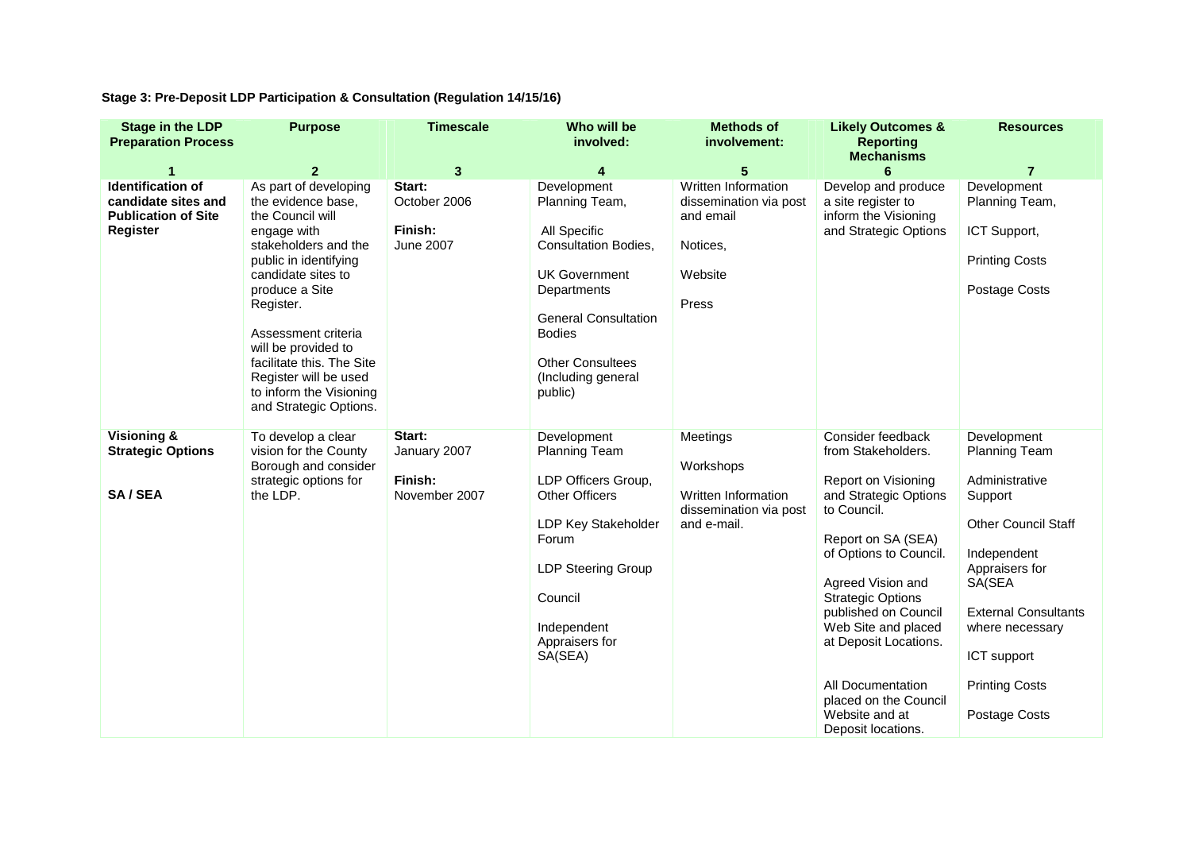**Stage 3: Pre-Deposit LDP Participation & Consultation (Regulation 14/15/16)**

| Stage in the LDP Preparation Process | Purpose | Timescale | Who will be involved: | Methods of involvement: | Likely Outcomes & Reporting Mechanisms | Resources |
|---|---|---|---|---|---|---|
| 1 | 2 | 3 | 4 | 5 | 6 | 7 |
| **Identification of candidate sites and Publication of Site Register** | As part of developing the evidence base, the Council will engage with stakeholders and the public in identifying candidate sites to produce a Site Register.<br><br>Assessment criteria will be provided to facilitate this. The Site Register will be used to inform the Visioning and Strategic Options. | **Start:** October 2006<br><br>**Finish:** June 2007 | Development Planning Team,<br><br>All Specific Consultation Bodies,<br><br>UK Government Departments<br><br>General Consultation Bodies<br><br>Other Consultees (Including general public) | Written Information dissemination via post and email<br><br>Notices,<br><br>Website<br><br>Press | Develop and produce a site register to inform the Visioning and Strategic Options | Development Planning Team,<br><br>ICT Support,<br><br>Printing Costs<br><br>Postage Costs |
| **Visioning & Strategic Options**<br><br>**SA / SEA** | To develop a clear vision for the County Borough and consider strategic options for the LDP. | **Start:** January 2007<br><br>**Finish:** November 2007 | Development Planning Team<br><br>LDP Officers Group, Other Officers<br><br>LDP Key Stakeholder Forum<br><br>LDP Steering Group<br><br>Council<br><br>Independent Appraisers for SA(SEA) | Meetings<br><br>Workshops<br><br>Written Information dissemination via post and e-mail. | Consider feedback from Stakeholders.<br><br>Report on Visioning and Strategic Options to Council.<br><br>Report on SA (SEA) of Options to Council.<br><br>Agreed Vision and Strategic Options published on Council Web Site and placed at Deposit Locations.<br><br>All Documentation placed on the Council Website and at Deposit locations. | Development Planning Team<br><br>Administrative Support<br><br>Other Council Staff<br><br>Independent Appraisers for SA(SEA<br><br>External Consultants where necessary<br><br>ICT support<br><br>Printing Costs<br><br>Postage Costs |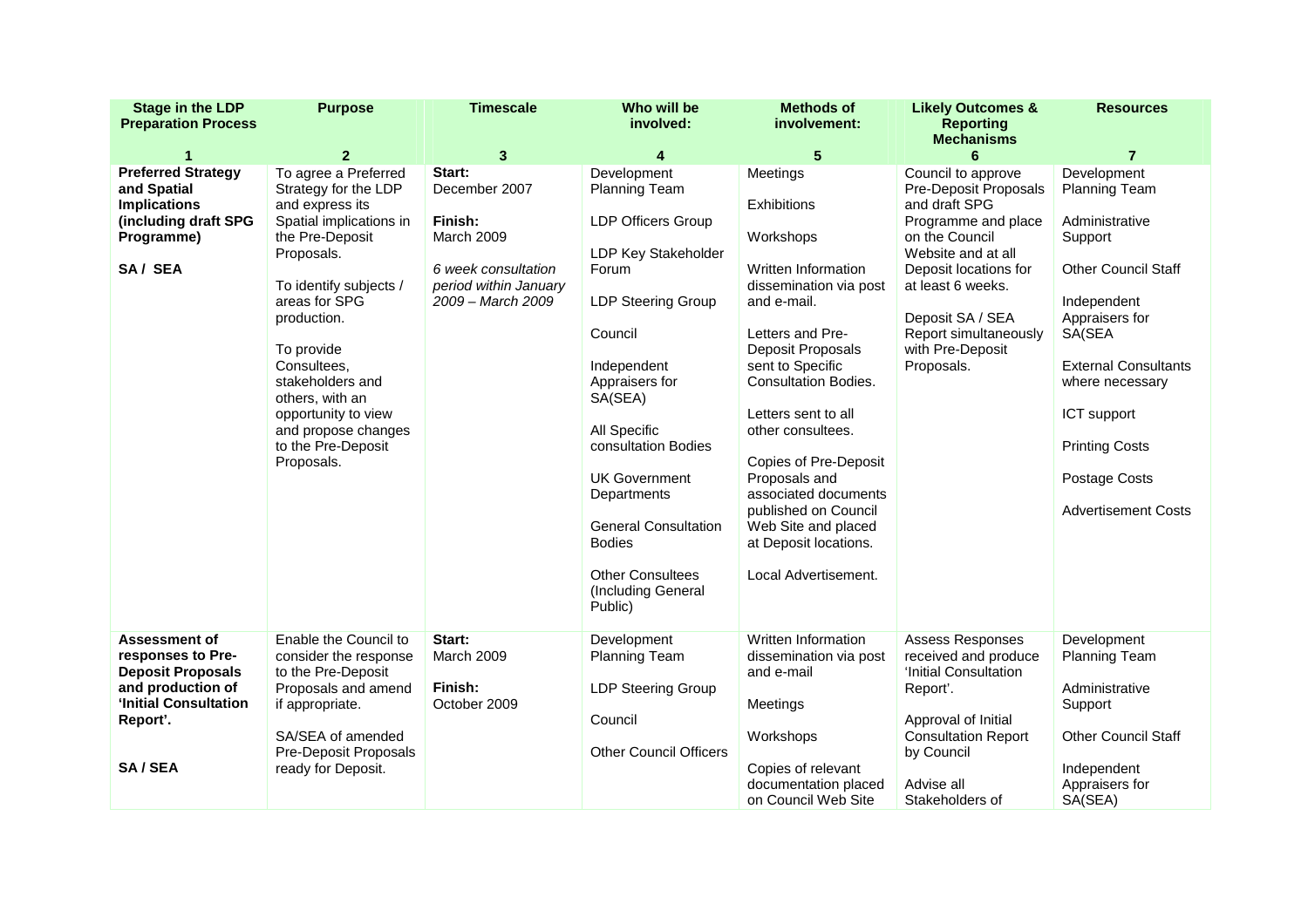| Stage in the LDP Preparation Process | Purpose | Timescale | Who will be involved: | Methods of involvement: | Likely Outcomes & Reporting Mechanisms | Resources |
|---|---|---|---|---|---|---|
| 1 | 2 | 3 | 4 | 5 | 6 | 7 |
| **Preferred Strategy and Spatial Implications (including draft SPG Programme)**<br><br>**SA / SEA** | To agree a Preferred Strategy for the LDP and express its Spatial implications in the Pre-Deposit Proposals.<br><br>To identify subjects / areas for SPG production.<br><br>To provide Consultees, stakeholders and others, with an opportunity to view and propose changes to the Pre-Deposit Proposals. | **Start:** December 2007<br><br>**Finish:** March 2009<br><br>*6 week consultation period within January 2009 – March 2009* | Development Planning Team<br><br>LDP Officers Group<br><br>LDP Key Stakeholder Forum<br><br>LDP Steering Group<br><br>Council<br><br>Independent Appraisers for SA(SEA)<br><br>All Specific consultation Bodies<br><br>UK Government Departments<br><br>General Consultation Bodies<br><br>Other Consultees (Including General Public) | Meetings<br><br>Exhibitions<br><br>Workshops<br><br>Written Information dissemination via post and e-mail.<br><br>Letters and Pre-Deposit Proposals sent to Specific Consultation Bodies.<br><br>Letters sent to all other consultees.<br><br>Copies of Pre-Deposit Proposals and associated documents published on Council Web Site and placed at Deposit locations.<br><br>Local Advertisement. | Council to approve Pre-Deposit Proposals and draft SPG Programme and place on the Council Website and at all Deposit locations for at least 6 weeks.<br><br>Deposit SA / SEA Report simultaneously with Pre-Deposit Proposals. | Development Planning Team<br><br>Administrative Support<br><br>Other Council Staff<br><br>Independent Appraisers for SA(SEA<br><br>External Consultants where necessary<br><br>ICT support<br><br>Printing Costs<br><br>Postage Costs<br><br>Advertisement Costs |
| **Assessment of responses to Pre-Deposit Proposals and production of 'Initial Consultation Report'.**<br><br>**SA / SEA** | Enable the Council to consider the response to the Pre-Deposit Proposals and amend if appropriate.<br><br>SA/SEA of amended Pre-Deposit Proposals ready for Deposit. | **Start:** March 2009<br><br>**Finish:** October 2009 | Development Planning Team<br><br>LDP Steering Group<br><br>Council<br><br>Other Council Officers | Written Information dissemination via post and e-mail<br><br>Meetings<br><br>Workshops<br><br>Copies of relevant documentation placed on Council Web Site | Assess Responses received and produce 'Initial Consultation Report'.<br><br>Approval of Initial Consultation Report by Council<br><br>Advise all Stakeholders of | Development Planning Team<br><br>Administrative Support<br><br>Other Council Staff<br><br>Independent Appraisers for SA(SEA) |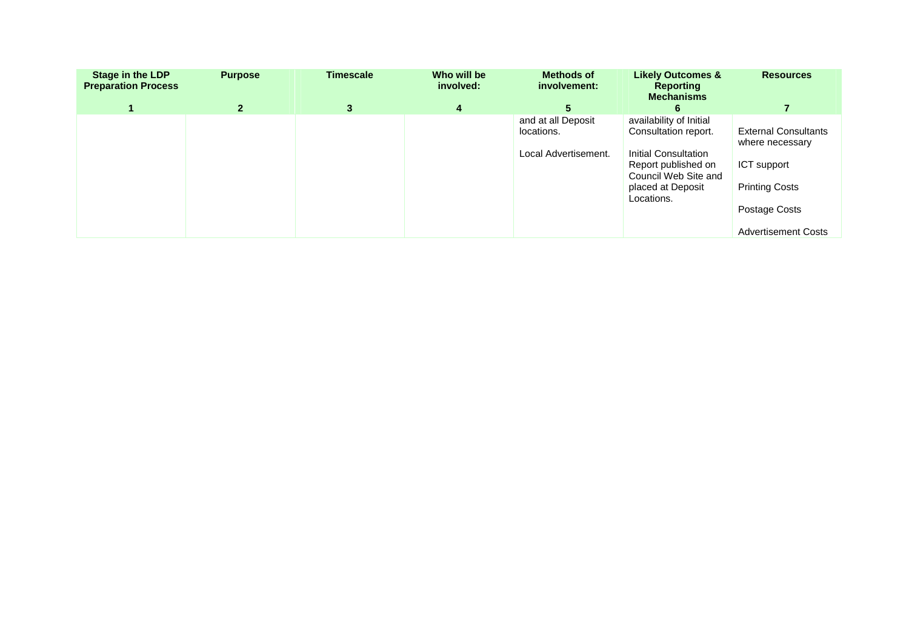| Stage in the LDP Preparation Process | Purpose | Timescale | Who will be involved: | Methods of involvement: | Likely Outcomes & Reporting Mechanisms | Resources |
|---|---|---|---|---|---|---|
| 1 | 2 | 3 | 4 | 5 | 6 | 7 |
| | | | | and at all Deposit locations.<br><br>Local Advertisement. | availability of Initial Consultation report.<br><br>Initial Consultation Report published on Council Web Site and placed at Deposit Locations. | External Consultants where necessary<br><br>ICT support<br><br>Printing Costs<br><br>Postage Costs<br><br>Advertisement Costs |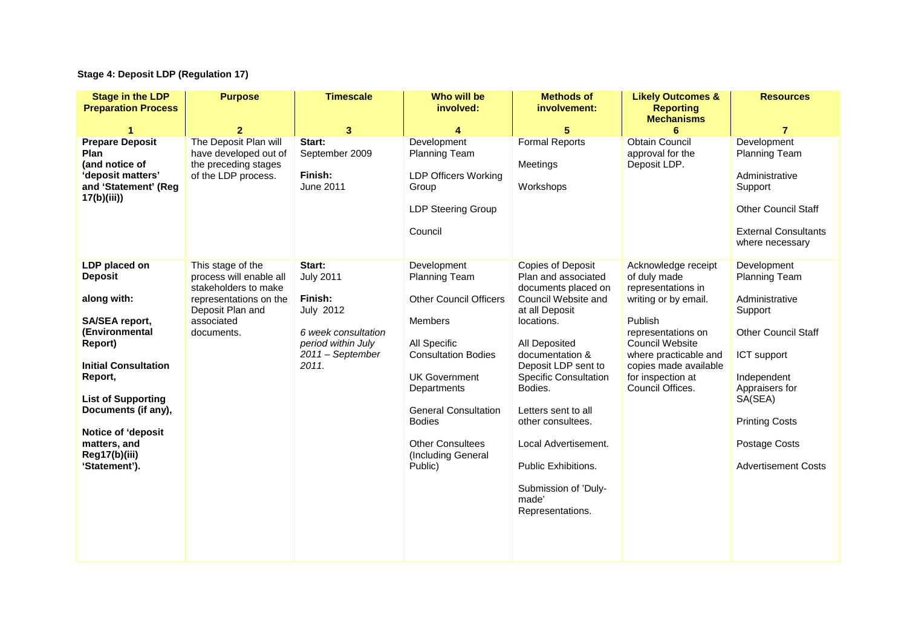**Stage 4: Deposit LDP (Regulation 17)**

| Stage in the LDP Preparation Process | Purpose | Timescale | Who will be involved: | Methods of involvement: | Likely Outcomes & Reporting Mechanisms | Resources |
|---|---|---|---|---|---|---|
| **1** | **2** | **3** | **4** | **5** | **6** | **7** |
| **Prepare Deposit Plan (and notice of 'deposit matters' and 'Statement' (Reg 17(b)(iii))** | The Deposit Plan will have developed out of the preceding stages of the LDP process. | **Start:** September 2009<br><br>**Finish:** June 2011 | Development Planning Team<br><br>LDP Officers Working Group<br><br>LDP Steering Group<br><br>Council | Formal Reports<br><br>Meetings<br><br>Workshops | Obtain Council approval for the Deposit LDP. | Development Planning Team<br><br>Administrative Support<br><br>Other Council Staff<br><br>External Consultants where necessary |
| **LDP placed on Deposit**<br><br>**along with:**<br><br>**SA/SEA report, (Environmental Report)**<br><br>**Initial Consultation Report,**<br><br>**List of Supporting Documents (if any),**<br><br>**Notice of 'deposit matters, and Reg17(b)(iii) 'Statement').** | This stage of the process will enable all stakeholders to make representations on the Deposit Plan and associated documents. | **Start:** July 2011<br><br>**Finish:** July 2012<br><br>*6 week consultation period within July 2011 – September 2011.* | Development Planning Team<br><br>Other Council Officers<br><br>Members<br><br>All Specific Consultation Bodies<br><br>UK Government Departments<br><br>General Consultation Bodies<br><br>Other Consultees (Including General Public) | Copies of Deposit Plan and associated documents placed on Council Website and at all Deposit locations.<br><br>All Deposited documentation & Deposit LDP sent to Specific Consultation Bodies.<br><br>Letters sent to all other consultees.<br><br>Local Advertisement.<br><br>Public Exhibitions.<br><br>Submission of 'Duly-made' Representations. | Acknowledge receipt of duly made representations in writing or by email.<br><br>Publish representations on Council Website where practicable and copies made available for inspection at Council Offices. | Development Planning Team<br><br>Administrative Support<br><br>Other Council Staff<br><br>ICT support<br><br>Independent Appraisers for SA(SEA)<br><br>Printing Costs<br><br>Postage Costs<br><br>Advertisement Costs |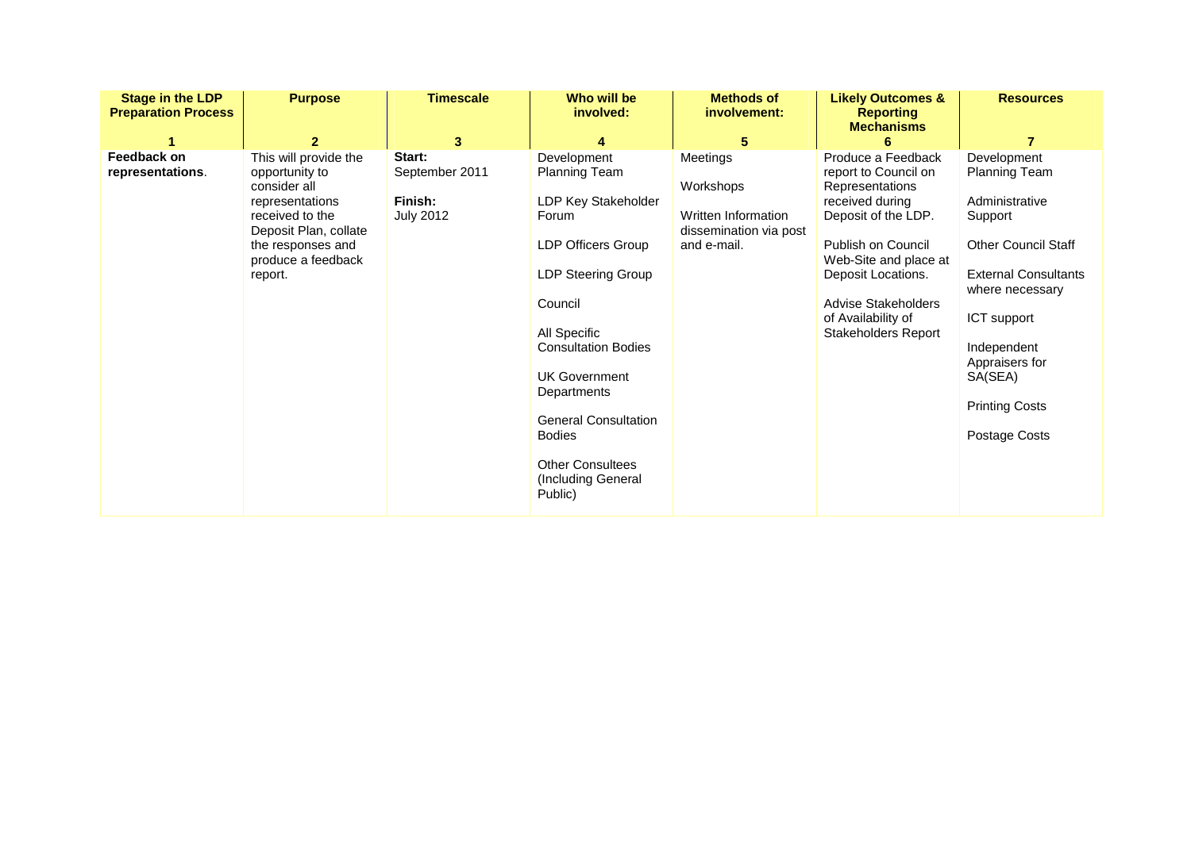| Stage in the LDP Preparation Process<br>1 | Purpose<br>2 | Timescale<br>3 | Who will be involved:<br>4 | Methods of involvement:<br>5 | Likely Outcomes & Reporting Mechanisms<br>6 | Resources<br>7 |
|---|---|---|---|---|---|---|
| **Feedback on representations**. | This will provide the opportunity to consider all representations received to the Deposit Plan, collate the responses and produce a feedback report. | **Start:** September 2011<br><br>**Finish:** July 2012 | Development Planning Team<br><br>LDP Key Stakeholder Forum<br><br>LDP Officers Group<br><br>LDP Steering Group<br><br>Council<br><br>All Specific Consultation Bodies<br><br>UK Government Departments<br><br>General Consultation Bodies<br><br>Other Consultees (Including General Public) | Meetings<br><br>Workshops<br><br>Written Information dissemination via post and e-mail. | Produce a Feedback report to Council on Representations received during Deposit of the LDP.<br><br>Publish on Council Web-Site and place at Deposit Locations.<br><br>Advise Stakeholders of Availability of Stakeholders Report | Development Planning Team<br><br>Administrative Support<br><br>Other Council Staff<br><br>External Consultants where necessary<br><br>ICT support<br><br>Independent Appraisers for SA(SEA)<br><br>Printing Costs<br><br>Postage Costs |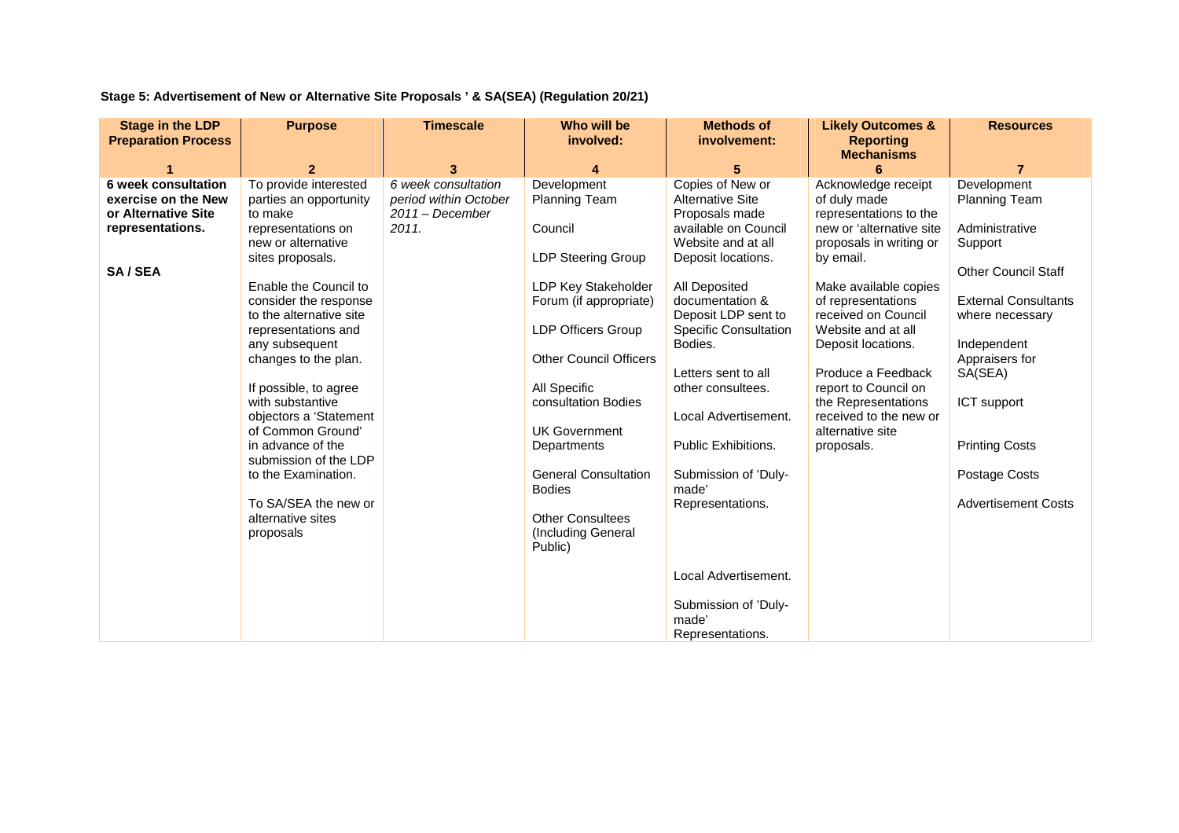**Stage 5: Advertisement of New or Alternative Site Proposals ' & SA(SEA) (Regulation 20/21)**

| Stage in the LDP Preparation Process | Purpose | Timescale | Who will be involved: | Methods of involvement: | Likely Outcomes & Reporting Mechanisms | Resources |
|---|---|---|---|---|---|---|
| 1 | 2 | 3 | 4 | 5 | 6 | 7 |
| **6 week consultation exercise on the New or Alternative Site representations.**<br><br>**SA / SEA** | To provide interested parties an opportunity to make representations on new or alternative sites proposals.<br><br>Enable the Council to consider the response to the alternative site representations and any subsequent changes to the plan.<br><br>If possible, to agree with substantive objectors a 'Statement of Common Ground' in advance of the submission of the LDP to the Examination.<br><br>To SA/SEA the new or alternative sites proposals | *6 week consultation period within October 2011 – December 2011.* | Development Planning Team<br><br>Council<br><br>LDP Steering Group<br><br>LDP Key Stakeholder Forum (if appropriate)<br><br>LDP Officers Group<br><br>Other Council Officers<br><br>All Specific consultation Bodies<br><br>UK Government Departments<br><br>General Consultation Bodies<br><br>Other Consultees (Including General Public) | Copies of New or Alternative Site Proposals made available on Council Website and at all Deposit locations.<br><br>All Deposited documentation & Deposit LDP sent to Specific Consultation Bodies.<br><br>Letters sent to all other consultees.<br><br>Local Advertisement.<br><br>Public Exhibitions.<br><br>Submission of 'Duly-made' Representations.<br><br>Local Advertisement.<br><br>Submission of 'Duly-made' Representations. | Acknowledge receipt of duly made representations to the new or 'alternative site proposals in writing or by email.<br><br>Make available copies of representations received on Council Website and at all Deposit locations.<br><br>Produce a Feedback report to Council on the Representations received to the new or alternative site proposals. | Development Planning Team<br><br>Administrative Support<br><br>Other Council Staff<br><br>External Consultants where necessary<br><br>Independent Appraisers for SA(SEA)<br><br>ICT support<br><br>Printing Costs<br><br>Postage Costs<br><br>Advertisement Costs |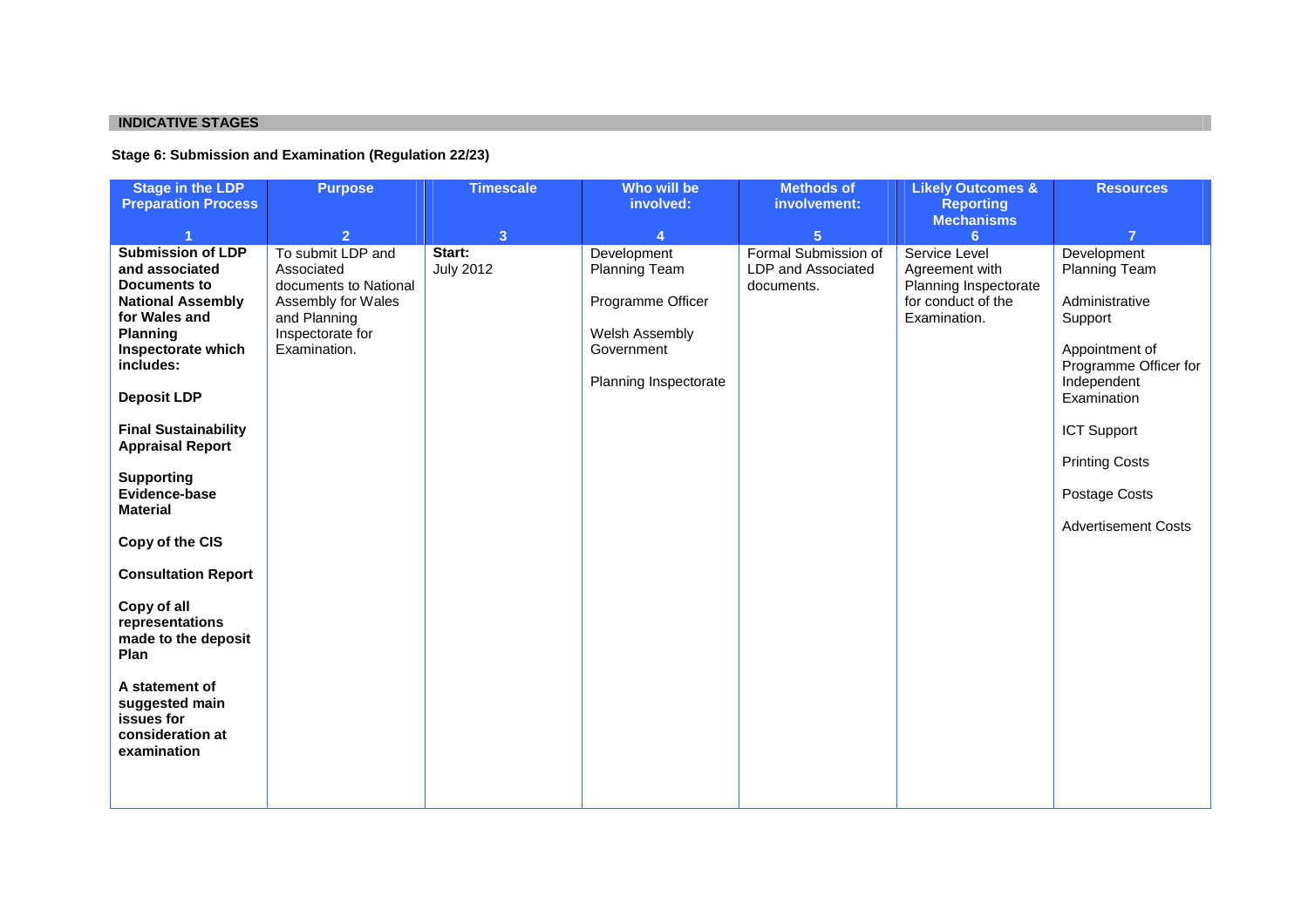## INDICATIVE STAGES

### Stage 6: Submission and Examination (Regulation 22/23)

| Stage in the LDP Preparation Process<br>1 | Purpose<br>2 | Timescale<br>3 | Who will be involved:<br>4 | Methods of involvement:<br>5 | Likely Outcomes & Reporting Mechanisms<br>6 | Resources<br>7 |
|---|---|---|---|---|---|---|
| **Submission of LDP and associated Documents to National Assembly for Wales and Planning Inspectorate which includes:**<br><br>**Deposit LDP**<br><br>**Final Sustainability Appraisal Report**<br><br>**Supporting Evidence-base Material**<br><br>**Copy of the CIS**<br><br>**Consultation Report**<br><br>**Copy of all representations made to the deposit Plan**<br><br>**A statement of suggested main issues for consideration at examination** | To submit LDP and Associated documents to National Assembly for Wales and Planning Inspectorate for Examination. | **Start:**<br>July 2012 | Development Planning Team<br><br>Programme Officer<br><br>Welsh Assembly Government<br><br>Planning Inspectorate | Formal Submission of LDP and Associated documents. | Service Level Agreement with Planning Inspectorate for conduct of the Examination. | Development Planning Team<br><br>Administrative Support<br><br>Appointment of Programme Officer for Independent Examination<br><br>ICT Support<br><br>Printing Costs<br><br>Postage Costs<br><br>Advertisement Costs |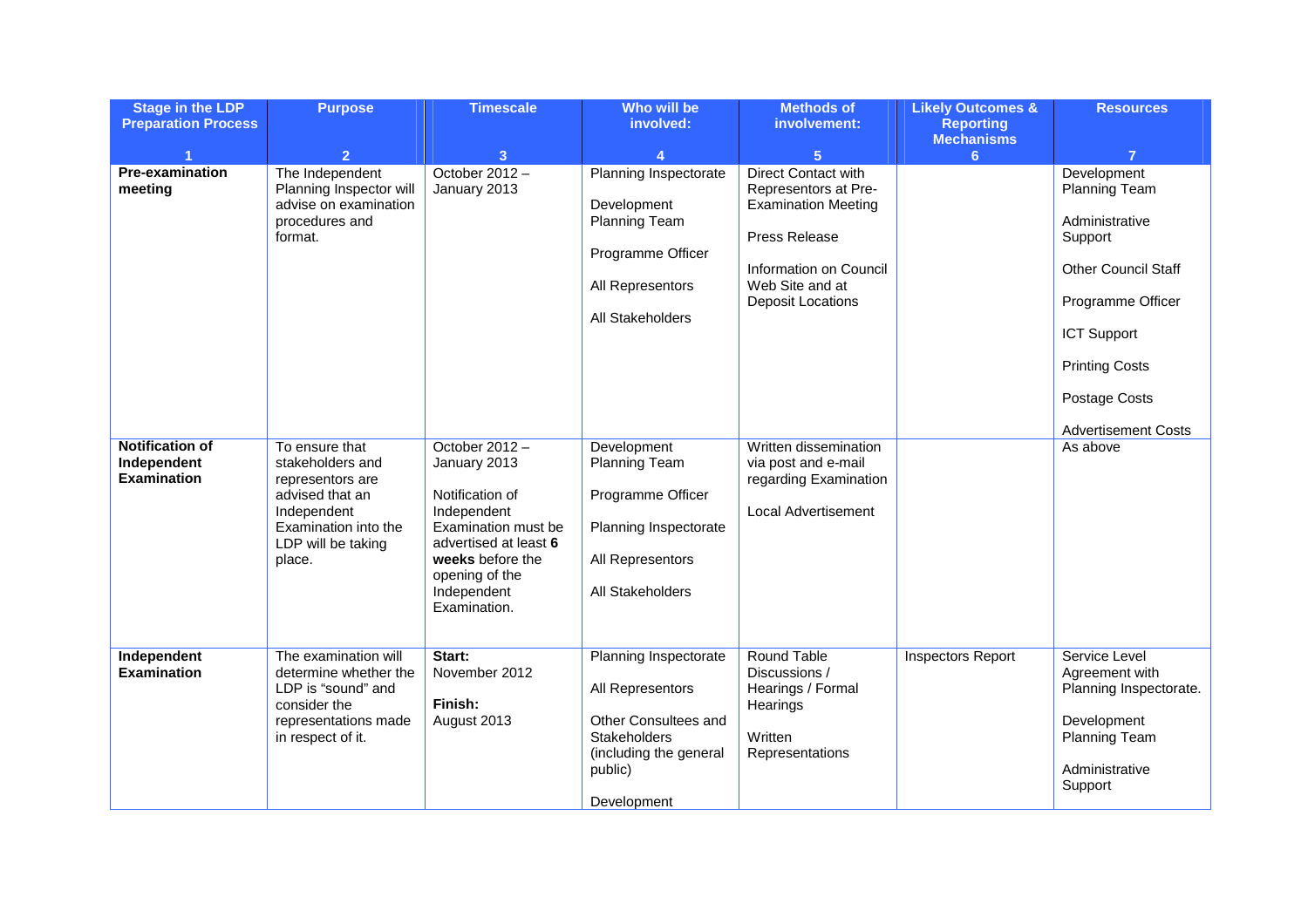| Stage in the LDP Preparation Process<br>1 | Purpose<br>2 | Timescale<br>3 | Who will be involved:<br>4 | Methods of involvement:<br>5 | Likely Outcomes & Reporting Mechanisms<br>6 | Resources<br>7 |
|---|---|---|---|---|---|---|
| **Pre-examination meeting** | The Independent Planning Inspector will advise on examination procedures and format. | October 2012 – January 2013 | Planning Inspectorate<br><br>Development Planning Team<br><br>Programme Officer<br><br>All Representors<br><br>All Stakeholders | Direct Contact with Representors at Pre-Examination Meeting<br><br>Press Release<br><br>Information on Council Web Site and at Deposit Locations | | Development Planning Team<br><br>Administrative Support<br><br>Other Council Staff<br><br>Programme Officer<br><br>ICT Support<br><br>Printing Costs<br><br>Postage Costs<br><br>Advertisement Costs |
| **Notification of Independent Examination** | To ensure that stakeholders and representors are advised that an Independent Examination into the LDP will be taking place. | October 2012 – January 2013<br><br>Notification of Independent Examination must be advertised at least **6 weeks** before the opening of the Independent Examination. | Development Planning Team<br><br>Programme Officer<br><br>Planning Inspectorate<br><br>All Representors<br><br>All Stakeholders | Written dissemination via post and e-mail regarding Examination<br><br>Local Advertisement | | As above |
| **Independent Examination** | The examination will determine whether the LDP is "sound" and consider the representations made in respect of it. | **Start:**<br>November 2012<br><br>**Finish:**<br>August 2013 | Planning Inspectorate<br><br>All Representors<br><br>Other Consultees and Stakeholders (including the general public)<br><br>Development | Round Table Discussions / Hearings / Formal Hearings<br><br>Written Representations | Inspectors Report | Service Level Agreement with Planning Inspectorate.<br><br>Development Planning Team<br><br>Administrative Support |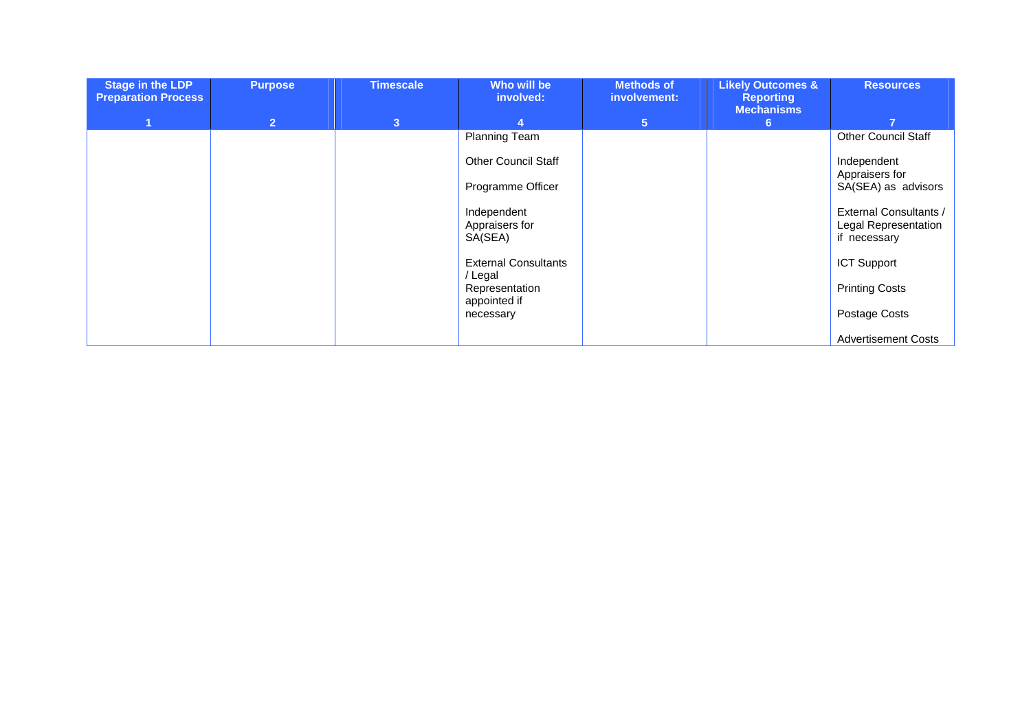| Stage in the LDP Preparation Process | Purpose | Timescale | Who will be involved: | Methods of involvement: | Likely Outcomes & Reporting Mechanisms | Resources |
|---|---|---|---|---|---|---|
| 1 | 2 | 3 | 4 | 5 | 6 | 7 |
| | | | Planning Team<br><br>Other Council Staff<br><br>Programme Officer<br><br>Independent Appraisers for SA(SEA)<br><br>External Consultants / Legal Representation appointed if necessary | | | Other Council Staff<br><br>Independent Appraisers for SA(SEA) as advisors<br><br>External Consultants / Legal Representation if necessary<br><br>ICT Support<br><br>Printing Costs<br><br>Postage Costs<br><br>Advertisement Costs |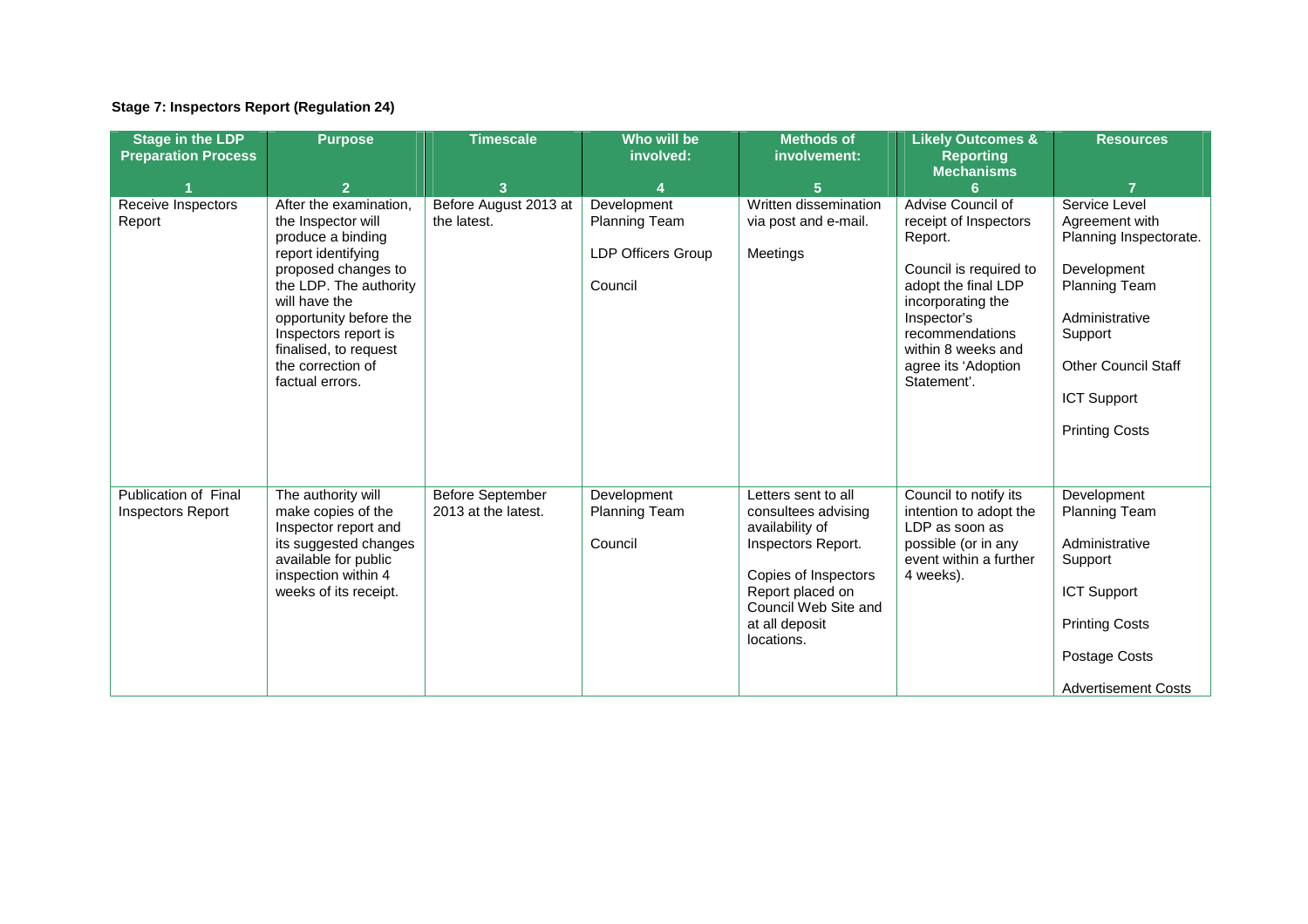**Stage 7: Inspectors Report (Regulation 24)**

| Stage in the LDP Preparation Process<br>1 | Purpose<br>2 | Timescale<br>3 | Who will be involved:<br>4 | Methods of involvement:<br>5 | Likely Outcomes & Reporting Mechanisms<br>6 | Resources<br>7 |
|---|---|---|---|---|---|---|
| Receive Inspectors Report | After the examination, the Inspector will produce a binding report identifying proposed changes to the LDP. The authority will have the opportunity before the Inspectors report is finalised, to request the correction of factual errors. | Before August 2013 at the latest. | Development Planning Team<br><br>LDP Officers Group<br><br>Council | Written dissemination via post and e-mail.<br><br>Meetings | Advise Council of receipt of Inspectors Report.<br><br>Council is required to adopt the final LDP incorporating the Inspector's recommendations within 8 weeks and agree its 'Adoption Statement'. | Service Level Agreement with Planning Inspectorate.<br><br>Development Planning Team<br><br>Administrative Support<br><br>Other Council Staff<br><br>ICT Support<br><br>Printing Costs |
| Publication of Final Inspectors Report | The authority will make copies of the Inspector report and its suggested changes available for public inspection within 4 weeks of its receipt. | Before September 2013 at the latest. | Development Planning Team<br><br>Council | Letters sent to all consultees advising availability of Inspectors Report.<br><br>Copies of Inspectors Report placed on Council Web Site and at all deposit locations. | Council to notify its intention to adopt the LDP as soon as possible (or in any event within a further 4 weeks). | Development Planning Team<br><br>Administrative Support<br><br>ICT Support<br><br>Printing Costs<br><br>Postage Costs<br><br>Advertisement Costs |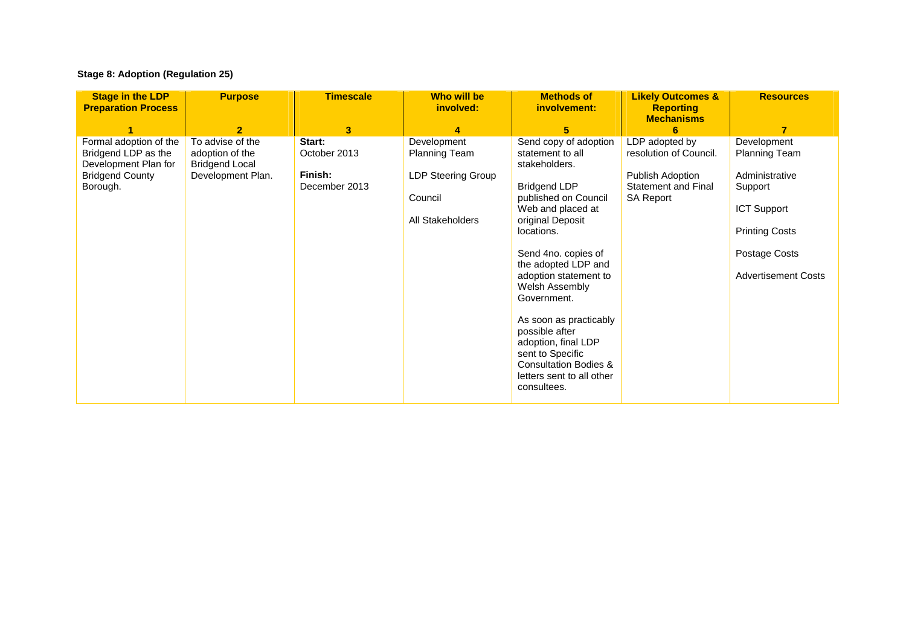**Stage 8: Adoption (Regulation 25)**

| Stage in the LDP Preparation Process<br>1 | Purpose<br>2 | Timescale<br>3 | Who will be involved:<br>4 | Methods of involvement:<br>5 | Likely Outcomes & Reporting Mechanisms<br>6 | Resources<br>7 |
|---|---|---|---|---|---|---|
| Formal adoption of the Bridgend LDP as the Development Plan for Bridgend County Borough. | To advise of the adoption of the Bridgend Local Development Plan. | **Start:** October 2013<br><br>**Finish:** December 2013 | Development Planning Team<br><br>LDP Steering Group<br><br>Council<br><br>All Stakeholders | Send copy of adoption statement to all stakeholders.<br><br>Bridgend LDP published on Council Web and placed at original Deposit locations.<br><br>Send 4no. copies of the adopted LDP and adoption statement to Welsh Assembly Government.<br><br>As soon as practicably possible after adoption, final LDP sent to Specific Consultation Bodies & letters sent to all other consultees. | LDP adopted by resolution of Council.<br><br>Publish Adoption Statement and Final SA Report | Development Planning Team<br><br>Administrative Support<br><br>ICT Support<br><br>Printing Costs<br><br>Postage Costs<br><br>Advertisement Costs |